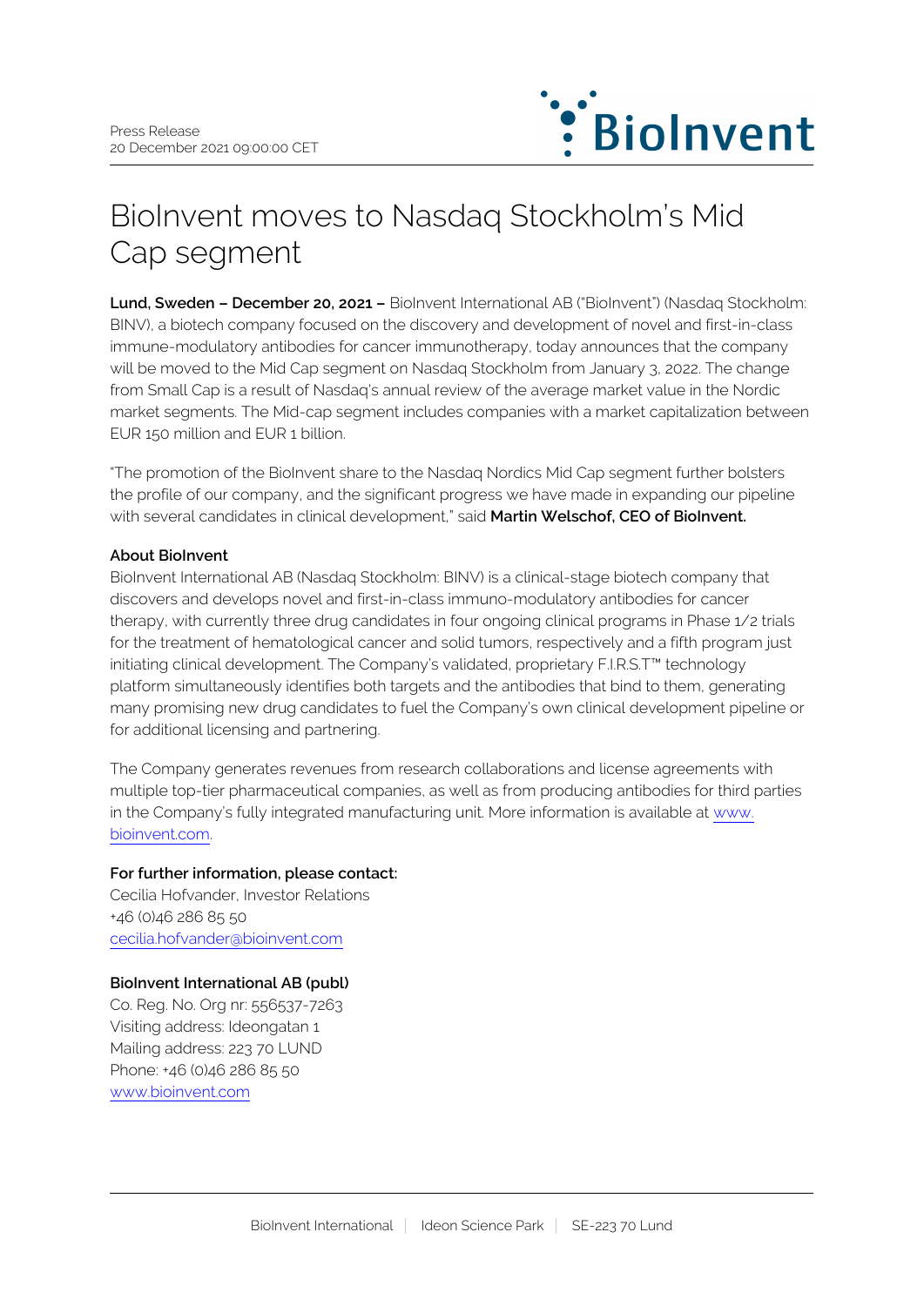Press Release
20 December 2021 09:00:00 CET

# BioInvent moves to Nasdaq Stockholm's Mid Cap segment

**Lund, Sweden – December 20, 2021 –** BioInvent International AB ("BioInvent") (Nasdaq Stockholm: BINV), a biotech company focused on the discovery and development of novel and first-in-class immune-modulatory antibodies for cancer immunotherapy, today announces that the company will be moved to the Mid Cap segment on Nasdaq Stockholm from January 3, 2022. The change from Small Cap is a result of Nasdaq's annual review of the average market value in the Nordic market segments. The Mid-cap segment includes companies with a market capitalization between EUR 150 million and EUR 1 billion.

"The promotion of the BioInvent share to the Nasdaq Nordics Mid Cap segment further bolsters the profile of our company, and the significant progress we have made in expanding our pipeline with several candidates in clinical development," said **Martin Welschof, CEO of BioInvent.**

**About BioInvent**

BioInvent International AB (Nasdaq Stockholm: BINV) is a clinical-stage biotech company that discovers and develops novel and first-in-class immuno-modulatory antibodies for cancer therapy, with currently three drug candidates in four ongoing clinical programs in Phase 1/2 trials for the treatment of hematological cancer and solid tumors, respectively and a fifth program just initiating clinical development. The Company's validated, proprietary F.I.R.S.T™ technology platform simultaneously identifies both targets and the antibodies that bind to them, generating many promising new drug candidates to fuel the Company's own clinical development pipeline or for additional licensing and partnering.

The Company generates revenues from research collaborations and license agreements with multiple top-tier pharmaceutical companies, as well as from producing antibodies for third parties in the Company's fully integrated manufacturing unit. More information is available at www.bioinvent.com.

**For further information, please contact:**

Cecilia Hofvander, Investor Relations
+46 (0)46 286 85 50
cecilia.hofvander@bioinvent.com

**BioInvent International AB (publ)**

Co. Reg. No. Org nr: 556537-7263
Visiting address: Ideongatan 1
Mailing address: 223 70 LUND
Phone: +46 (0)46 286 85 50
www.bioinvent.com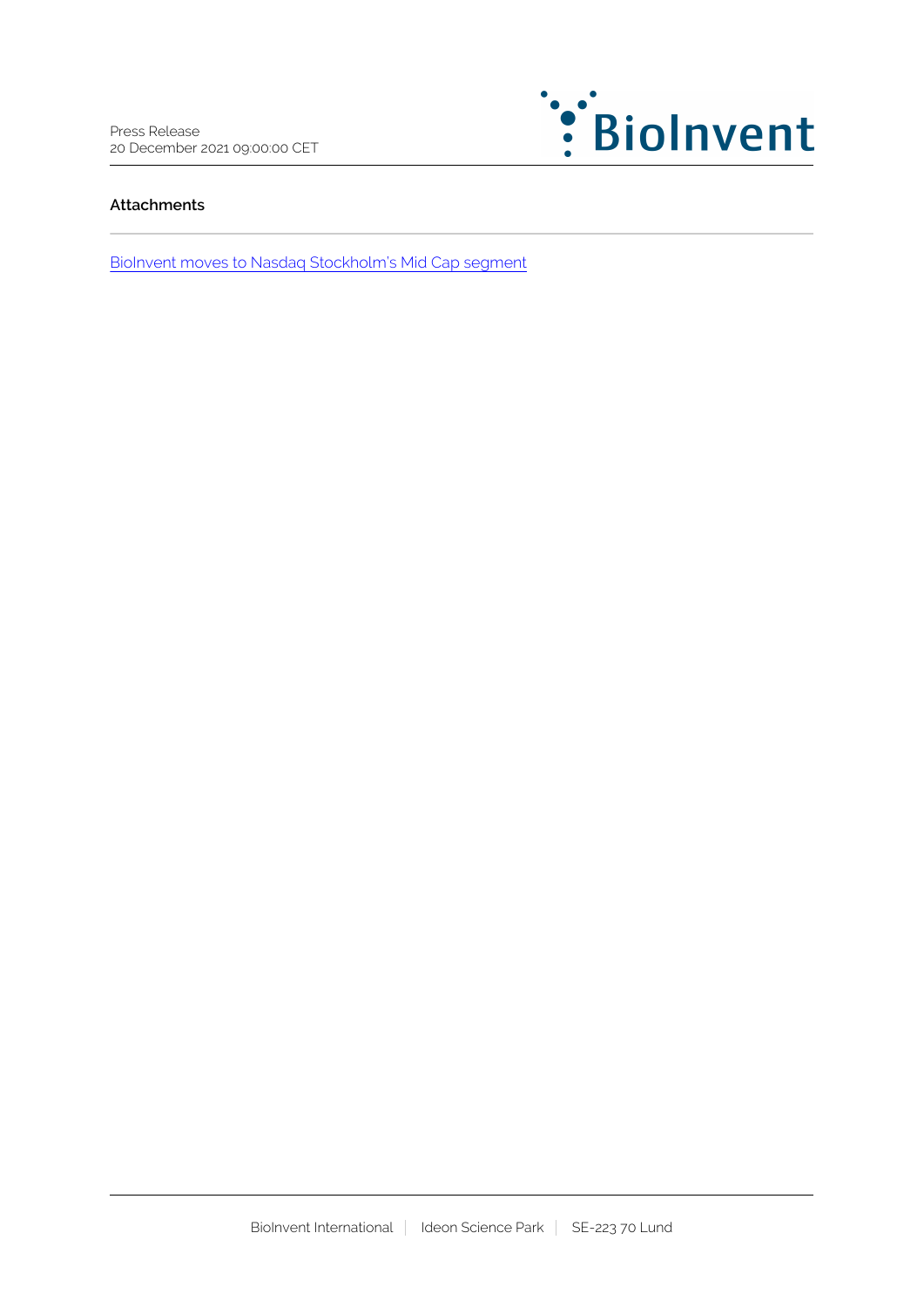**Attachments**

[BioInvent moves to Nasdaq Stockholm's Mid Cap segment]